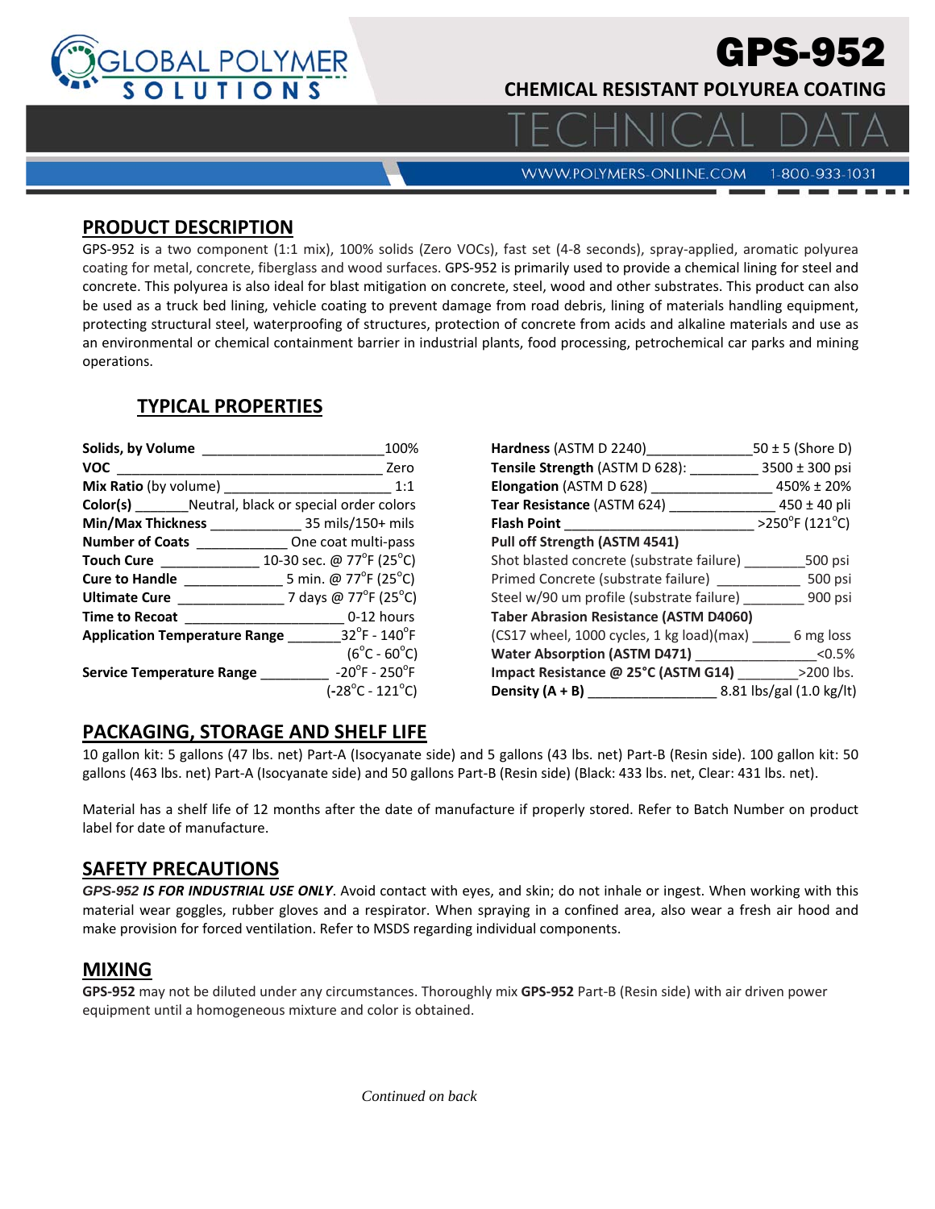# GPS-952

## CHEMICAL RESISTANT POLYUREA COATING

TECHNICAL DATA

WWW.POLYMERS-ONLINE.COM 1-800-933-1031

## PRODUCT DESCRIPTION

GPS-952 is a two component (1:1 mix), 100% solids (Zero VOCs), fast set (4-8 seconds), spray-applied, aromatic polyurea coating for metal, concrete, fiberglass and wood surfaces. GPS-952 is primarily used to provide a chemical lining for steel and concrete. This polyurea is also ideal for blast mitigation on concrete, steel, wood and other substrates. This product can also be used as a truck bed lining, vehicle coating to prevent damage from road debris, lining of materials handling equipment, protecting structural steel, waterproofing of structures, protection of concrete from acids and alkaline materials and use as an environmental or chemical containment barrier in industrial plants, food processing, petrochemical car parks and mining operations.

## TYPICAL PROPERTIES

| Property | Value |
|---|---|
| **Solids, by Volume** | 100% |
| **VOC** | Zero |
| **Mix Ratio** (by volume) | 1:1 |
| **Color(s)** | Neutral, black or special order colors |
| **Min/Max Thickness** | 35 mils/150+ mils |
| **Number of Coats** | One coat multi-pass |
| **Touch Cure** | 10-30 sec. @ 77°F (25°C) |
| **Cure to Handle** | 5 min. @ 77°F (25°C) |
| **Ultimate Cure** | 7 days @ 77°F (25°C) |
| **Time to Recoat** | 0-12 hours |
| **Application Temperature Range** | 32°F - 140°F (6°C - 60°C) |
| **Service Temperature Range** | -20°F - 250°F (-28°C - 121°C) |

| Property | Value |
|---|---|
| **Hardness** (ASTM D 2240) | 50 ± 5 (Shore D) |
| **Tensile Strength** (ASTM D 628): | 3500 ± 300 psi |
| **Elongation** (ASTM D 628) | 450% ± 20% |
| **Tear Resistance** (ASTM 624) | 450 ± 40 pli |
| **Flash Point** | >250°F (121°C) |
| **Pull off Strength (ASTM 4541)** | |
| Shot blasted concrete (substrate failure) | 500 psi |
| Primed Concrete (substrate failure) | 500 psi |
| Steel w/90 um profile (substrate failure) | 900 psi |
| **Taber Abrasion Resistance (ASTM D4060)** | |
| (CS17 wheel, 1000 cycles, 1 kg load)(max) | 6 mg loss |
| **Water Absorption (ASTM D471)** | <0.5% |
| **Impact Resistance @ 25°C (ASTM G14)** | >200 lbs. |
| **Density (A + B)** | 8.81 lbs/gal (1.0 kg/lt) |

## PACKAGING, STORAGE AND SHELF LIFE

10 gallon kit: 5 gallons (47 lbs. net) Part-A (Isocyanate side) and 5 gallons (43 lbs. net) Part-B (Resin side). 100 gallon kit: 50 gallons (463 lbs. net) Part-A (Isocyanate side) and 50 gallons Part-B (Resin side) (Black: 433 lbs. net, Clear: 431 lbs. net).

Material has a shelf life of 12 months after the date of manufacture if properly stored. Refer to Batch Number on product label for date of manufacture.

## SAFETY PRECAUTIONS

***GPS-952 IS FOR INDUSTRIAL USE ONLY***. Avoid contact with eyes, and skin; do not inhale or ingest. When working with this material wear goggles, rubber gloves and a respirator. When spraying in a confined area, also wear a fresh air hood and make provision for forced ventilation. Refer to MSDS regarding individual components.

## MIXING

**GPS-952** may not be diluted under any circumstances. Thoroughly mix **GPS-952** Part-B (Resin side) with air driven power equipment until a homogeneous mixture and color is obtained.

*Continued on back*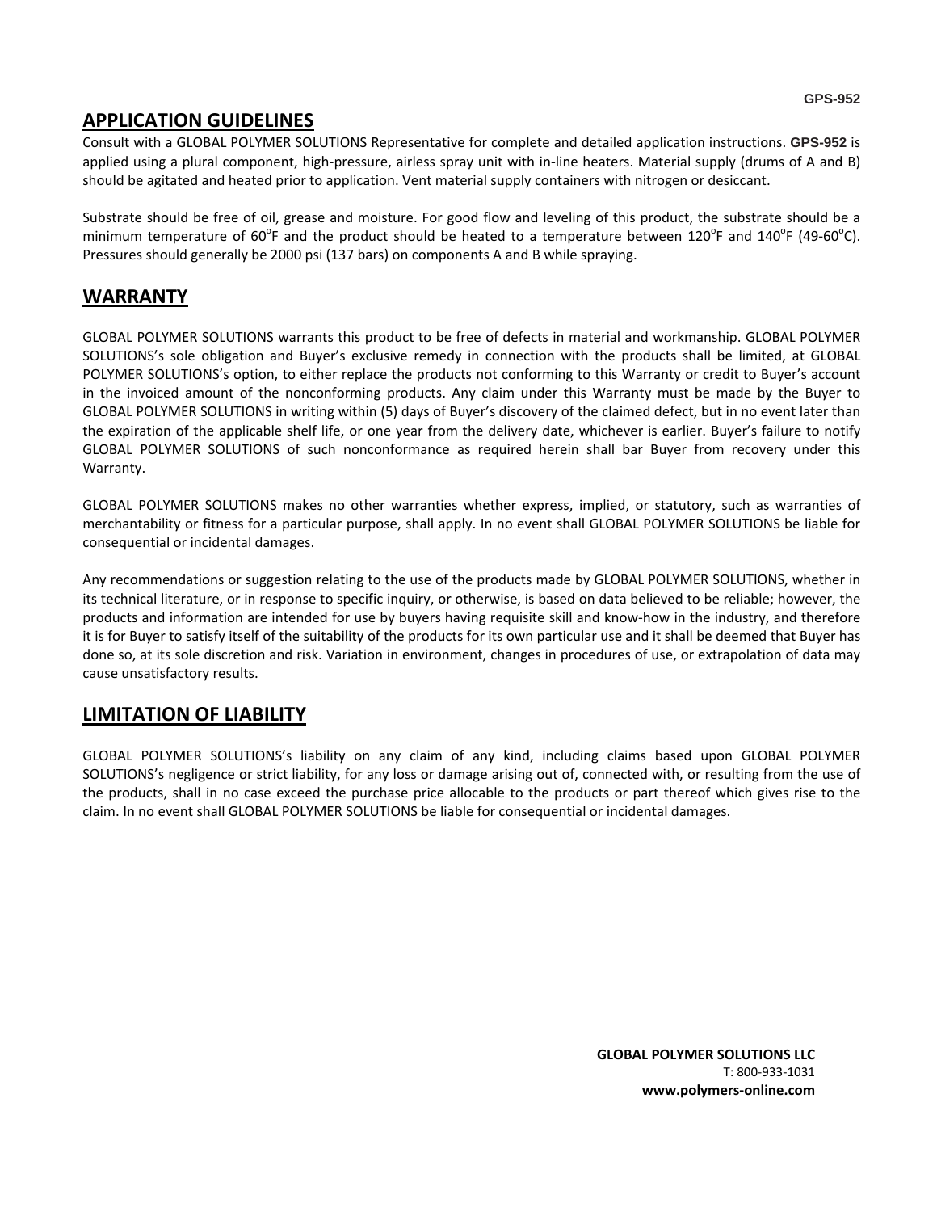## APPLICATION GUIDELINES

Consult with a GLOBAL POLYMER SOLUTIONS Representative for complete and detailed application instructions. **GPS-952** is applied using a plural component, high-pressure, airless spray unit with in-line heaters. Material supply (drums of A and B) should be agitated and heated prior to application. Vent material supply containers with nitrogen or desiccant.

Substrate should be free of oil, grease and moisture. For good flow and leveling of this product, the substrate should be a minimum temperature of 60$^{o}$F and the product should be heated to a temperature between 120$^{o}$F and 140$^{o}$F (49-60$^{o}$C). Pressures should generally be 2000 psi (137 bars) on components A and B while spraying.

## WARRANTY

GLOBAL POLYMER SOLUTIONS warrants this product to be free of defects in material and workmanship. GLOBAL POLYMER SOLUTIONS's sole obligation and Buyer's exclusive remedy in connection with the products shall be limited, at GLOBAL POLYMER SOLUTIONS's option, to either replace the products not conforming to this Warranty or credit to Buyer's account in the invoiced amount of the nonconforming products. Any claim under this Warranty must be made by the Buyer to GLOBAL POLYMER SOLUTIONS in writing within (5) days of Buyer's discovery of the claimed defect, but in no event later than the expiration of the applicable shelf life, or one year from the delivery date, whichever is earlier. Buyer's failure to notify GLOBAL POLYMER SOLUTIONS of such nonconformance as required herein shall bar Buyer from recovery under this Warranty.

GLOBAL POLYMER SOLUTIONS makes no other warranties whether express, implied, or statutory, such as warranties of merchantability or fitness for a particular purpose, shall apply. In no event shall GLOBAL POLYMER SOLUTIONS be liable for consequential or incidental damages.

Any recommendations or suggestion relating to the use of the products made by GLOBAL POLYMER SOLUTIONS, whether in its technical literature, or in response to specific inquiry, or otherwise, is based on data believed to be reliable; however, the products and information are intended for use by buyers having requisite skill and know-how in the industry, and therefore it is for Buyer to satisfy itself of the suitability of the products for its own particular use and it shall be deemed that Buyer has done so, at its sole discretion and risk. Variation in environment, changes in procedures of use, or extrapolation of data may cause unsatisfactory results.

## LIMITATION OF LIABILITY

GLOBAL POLYMER SOLUTIONS's liability on any claim of any kind, including claims based upon GLOBAL POLYMER SOLUTIONS's negligence or strict liability, for any loss or damage arising out of, connected with, or resulting from the use of the products, shall in no case exceed the purchase price allocable to the products or part thereof which gives rise to the claim. In no event shall GLOBAL POLYMER SOLUTIONS be liable for consequential or incidental damages.

**GLOBAL POLYMER SOLUTIONS LLC**
T: 800-933-1031
**www.polymers-online.com**